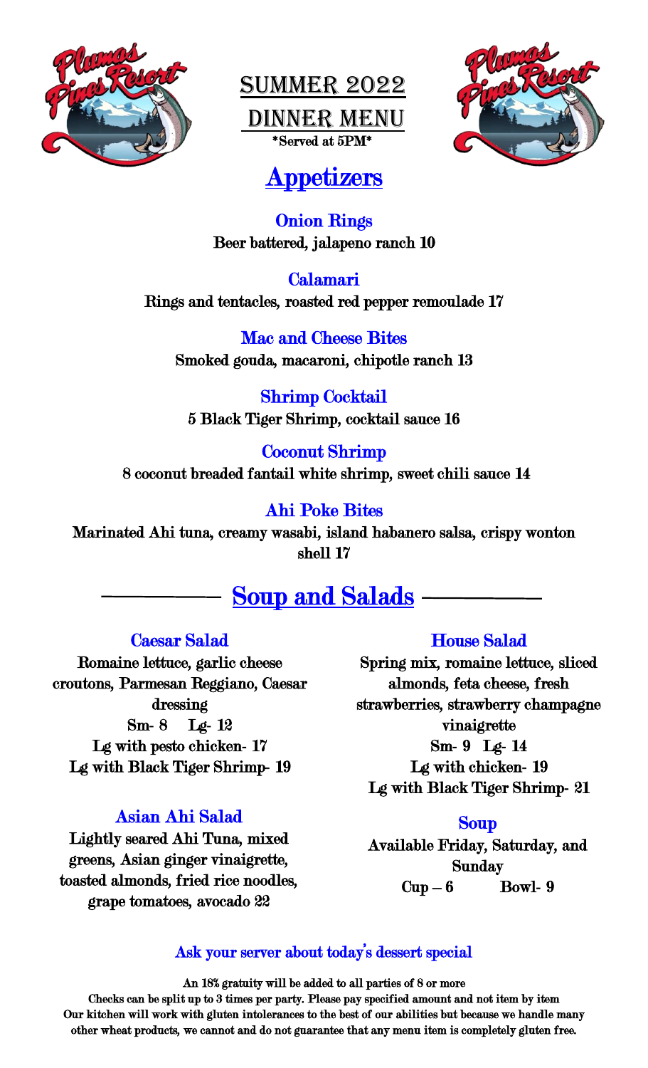# SUMMER 2022

# DINNER MENU

*Served at 5PM*

## Appetizers

### Onion Rings

Beer battered, jalapeno ranch 10

### Calamari

Rings and tentacles, roasted red pepper remoulade 17

### Mac and Cheese Bites

Smoked gouda, macaroni, chipotle ranch 13

### Shrimp Cocktail

5 Black Tiger Shrimp, cocktail sauce 16

### Coconut Shrimp

8 coconut breaded fantail white shrimp, sweet chili sauce 14

### Ahi Poke Bites

Marinated Ahi tuna, creamy wasabi, island habanero salsa, crispy wonton shell 17

## Soup and Salads

### Caesar Salad

Romaine lettuce, garlic cheese croutons, Parmesan Reggiano, Caesar dressing

Sm- 8 Lg- 12

Lg with pesto chicken- 17

Lg with Black Tiger Shrimp- 19

### Asian Ahi Salad

Lightly seared Ahi Tuna, mixed greens, Asian ginger vinaigrette, toasted almonds, fried rice noodles, grape tomatoes, avocado 22

### House Salad

Spring mix, romaine lettuce, sliced almonds, feta cheese, fresh strawberries, strawberry champagne vinaigrette

Sm- 9 Lg- 14

Lg with chicken- 19

Lg with Black Tiger Shrimp- 21

### Soup

Available Friday, Saturday, and Sunday

Cup – 6 Bowl- 9

Ask your server about today's dessert special

An 18% gratuity will be added to all parties of 8 or more

Checks can be split up to 3 times per party. Please pay specified amount and not item by item

Our kitchen will work with gluten intolerances to the best of our abilities but because we handle many other wheat products, we cannot and do not guarantee that any menu item is completely gluten free.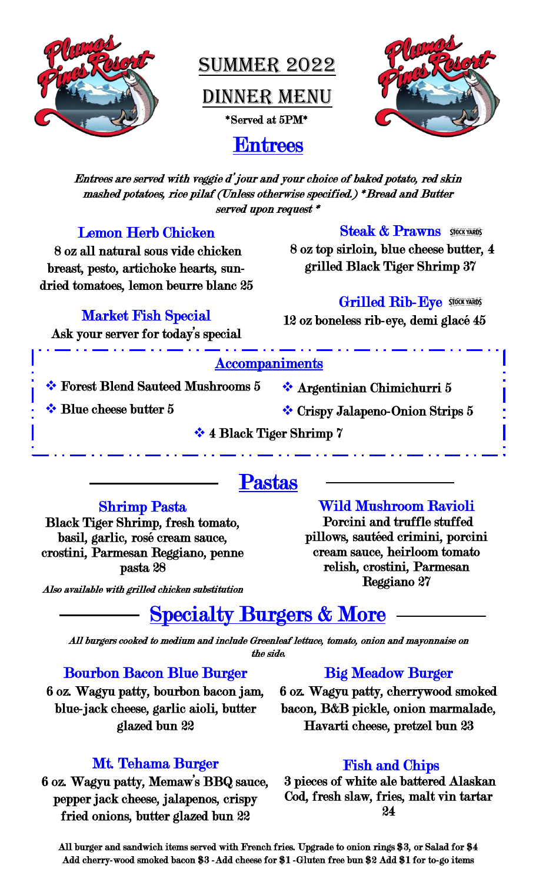# SUMMER 2022

# DINNER MENU

*Served at 5PM*

## Entrees

*Entrees are served with veggie d'jour and your choice of baked potato, red skin mashed potatoes, rice pilaf (Unless otherwise specified.) *Bread and Butter served upon request **

### Lemon Herb Chicken

8 oz all natural sous vide chicken breast, pesto, artichoke hearts, sun-dried tomatoes, lemon beurre blanc 25

### Market Fish Special

Ask your server for today's special

### Steak & Prawns STOCK YARDS

8 oz top sirloin, blue cheese butter, 4 grilled Black Tiger Shrimp 37

### Grilled Rib-Eye STOCK YARDS

12 oz boneless rib-eye, demi glacé 45

### Accompaniments

- Forest Blend Sauteed Mushrooms 5
- Blue cheese butter 5
- Argentinian Chimichurri 5
- Crispy Jalapeno-Onion Strips 5
- 4 Black Tiger Shrimp 7

## Pastas

### Shrimp Pasta

Black Tiger Shrimp, fresh tomato, basil, garlic, rosé cream sauce, crostini, Parmesan Reggiano, penne pasta 28

*Also available with grilled chicken substitution*

### Wild Mushroom Ravioli

Porcini and truffle stuffed pillows, sautéed crimini, porcini cream sauce, heirloom tomato relish, crostini, Parmesan Reggiano 27

## Specialty Burgers & More

*All burgers cooked to medium and include Greenleaf lettuce, tomato, onion and mayonnaise on the side.*

### Bourbon Bacon Blue Burger

6 oz. Wagyu patty, bourbon bacon jam, blue-jack cheese, garlic aioli, butter glazed bun 22

### Big Meadow Burger

6 oz. Wagyu patty, cherrywood smoked bacon, B&B pickle, onion marmalade, Havarti cheese, pretzel bun 23

### Mt. Tehama Burger

6 oz. Wagyu patty, Memaw's BBQ sauce, pepper jack cheese, jalapenos, crispy fried onions, butter glazed bun 22

### Fish and Chips

3 pieces of white ale battered Alaskan Cod, fresh slaw, fries, malt vin tartar 24

All burger and sandwich items served with French fries. Upgrade to onion rings $3, or Salad for $4
Add cherry-wood smoked bacon $3 -Add cheese for $1 -Gluten free bun $2 Add $1 for to-go items